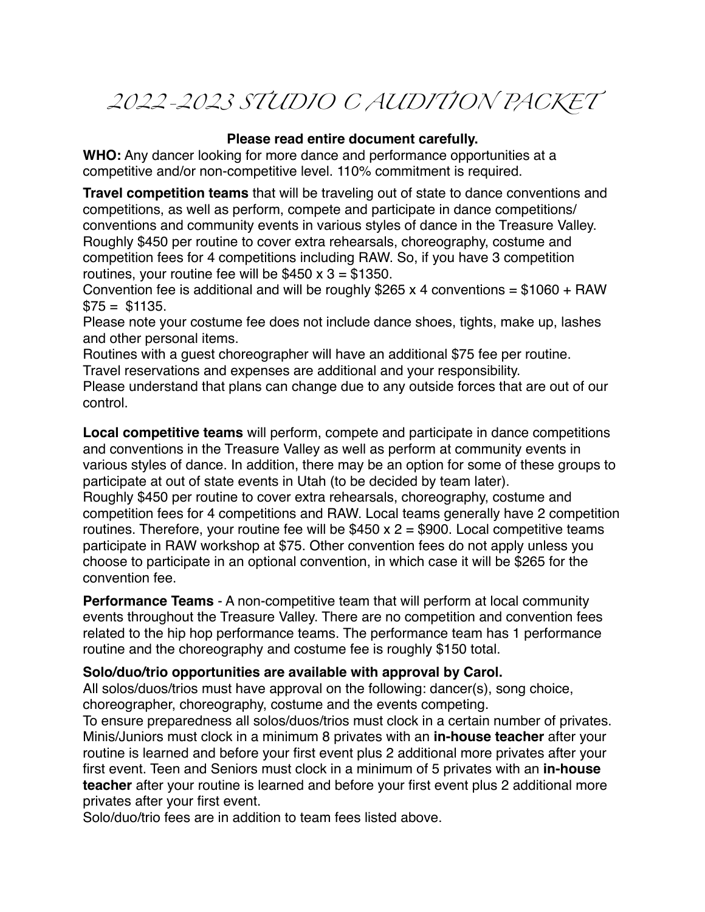# 2022-2023 STUDIO C AUDITION PACKET

**Please read entire document carefully.**

**WHO:** Any dancer looking for more dance and performance opportunities at a competitive and/or non-competitive level. 110% commitment is required.

**Travel competition teams** that will be traveling out of state to dance conventions and competitions, as well as perform, compete and participate in dance competitions/ conventions and community events in various styles of dance in the Treasure Valley. Roughly $450 per routine to cover extra rehearsals, choreography, costume and competition fees for 4 competitions including RAW. So, if you have 3 competition routines, your routine fee will be $450 x 3 = $1350.
Convention fee is additional and will be roughly $265 x 4 conventions = $1060 + RAW $75 = $1135.
Please note your costume fee does not include dance shoes, tights, make up, lashes and other personal items.
Routines with a guest choreographer will have an additional $75 fee per routine.
Travel reservations and expenses are additional and your responsibility.
Please understand that plans can change due to any outside forces that are out of our control.

**Local competitive teams** will perform, compete and participate in dance competitions and conventions in the Treasure Valley as well as perform at community events in various styles of dance. In addition, there may be an option for some of these groups to participate at out of state events in Utah (to be decided by team later).
Roughly $450 per routine to cover extra rehearsals, choreography, costume and competition fees for 4 competitions and RAW. Local teams generally have 2 competition routines. Therefore, your routine fee will be $450 x 2 = $900. Local competitive teams participate in RAW workshop at $75. Other convention fees do not apply unless you choose to participate in an optional convention, in which case it will be $265 for the convention fee.

**Performance Teams** - A non-competitive team that will perform at local community events throughout the Treasure Valley. There are no competition and convention fees related to the hip hop performance teams. The performance team has 1 performance routine and the choreography and costume fee is roughly $150 total.

**Solo/duo/trio opportunities are available with approval by Carol.**
All solos/duos/trios must have approval on the following: dancer(s), song choice, choreographer, choreography, costume and the events competing.
To ensure preparedness all solos/duos/trios must clock in a certain number of privates. Minis/Juniors must clock in a minimum 8 privates with an **in-house teacher** after your routine is learned and before your first event plus 2 additional more privates after your first event. Teen and Seniors must clock in a minimum of 5 privates with an **in-house teacher** after your routine is learned and before your first event plus 2 additional more privates after your first event.
Solo/duo/trio fees are in addition to team fees listed above.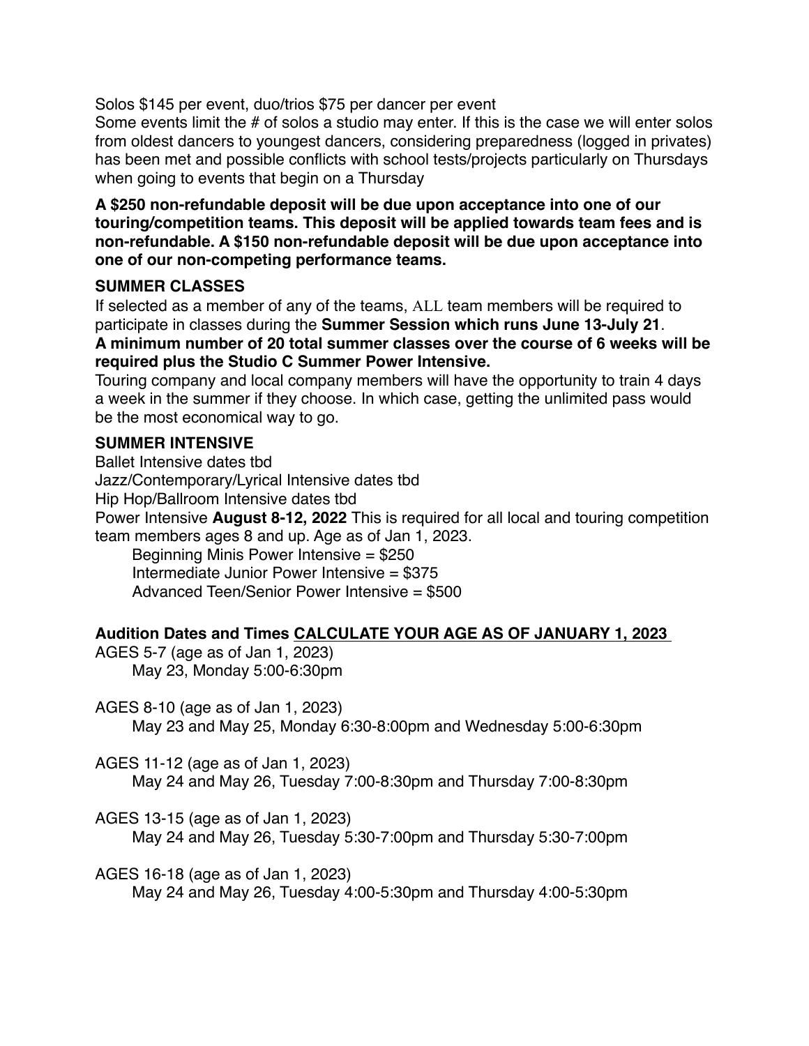Solos $145 per event, duo/trios $75 per dancer per event

Some events limit the # of solos a studio may enter. If this is the case we will enter solos from oldest dancers to youngest dancers, considering preparedness (logged in privates) has been met and possible conflicts with school tests/projects particularly on Thursdays when going to events that begin on a Thursday

**A $250 non-refundable deposit will be due upon acceptance into one of our touring/competition teams. This deposit will be applied towards team fees and is non-refundable. A $150 non-refundable deposit will be due upon acceptance into one of our non-competing performance teams.**

### SUMMER CLASSES

If selected as a member of any of the teams, ALL team members will be required to participate in classes during the **Summer Session which runs June 13-July 21**.
**A minimum number of 20 total summer classes over the course of 6 weeks will be required plus the Studio C Summer Power Intensive.**

Touring company and local company members will have the opportunity to train 4 days a week in the summer if they choose. In which case, getting the unlimited pass would be the most economical way to go.

### SUMMER INTENSIVE

Ballet Intensive dates tbd

Jazz/Contemporary/Lyrical Intensive dates tbd

Hip Hop/Ballroom Intensive dates tbd

Power Intensive **August 8-12, 2022** This is required for all local and touring competition team members ages 8 and up. Age as of Jan 1, 2023.

- Beginning Minis Power Intensive = $250
- Intermediate Junior Power Intensive = $375
- Advanced Teen/Senior Power Intensive = $500

### Audition Dates and Times <u>CALCULATE YOUR AGE AS OF JANUARY 1, 2023</u>

AGES 5-7 (age as of Jan 1, 2023)
May 23, Monday 5:00-6:30pm

AGES 8-10 (age as of Jan 1, 2023)
May 23 and May 25, Monday 6:30-8:00pm and Wednesday 5:00-6:30pm

AGES 11-12 (age as of Jan 1, 2023)
May 24 and May 26, Tuesday 7:00-8:30pm and Thursday 7:00-8:30pm

AGES 13-15 (age as of Jan 1, 2023)
May 24 and May 26, Tuesday 5:30-7:00pm and Thursday 5:30-7:00pm

AGES 16-18 (age as of Jan 1, 2023)
May 24 and May 26, Tuesday 4:00-5:30pm and Thursday 4:00-5:30pm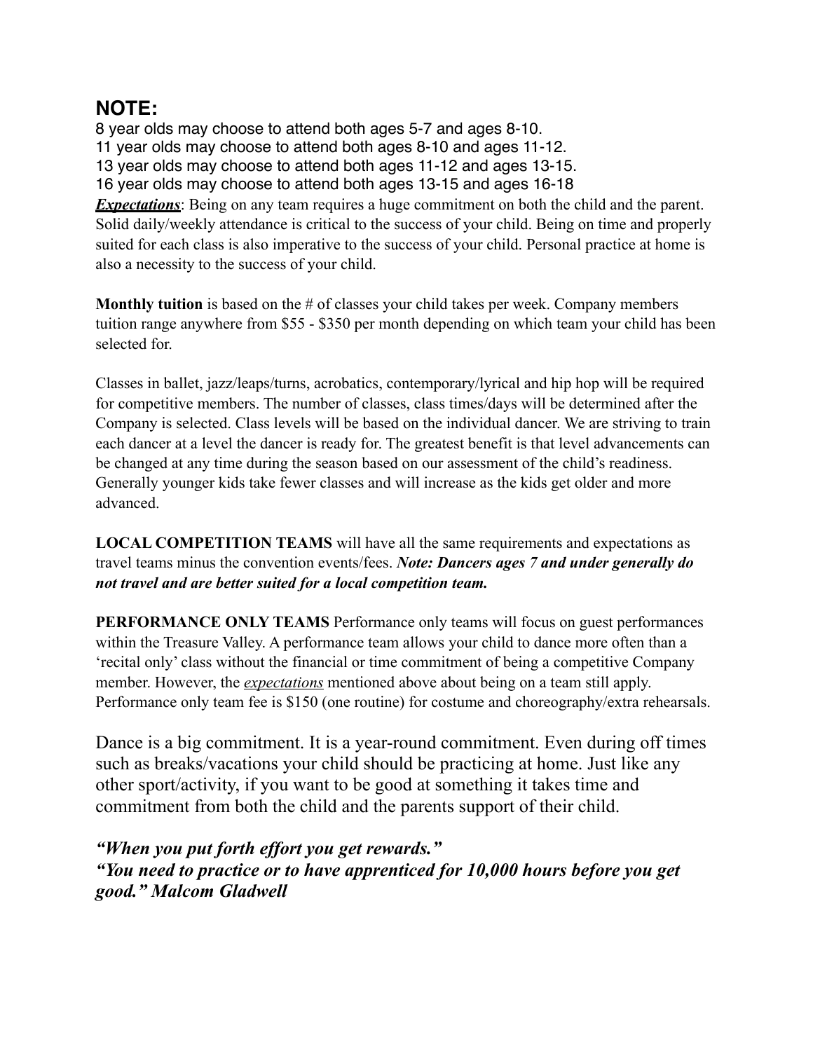## NOTE:

8 year olds may choose to attend both ages 5-7 and ages 8-10.
11 year olds may choose to attend both ages 8-10 and ages 11-12.
13 year olds may choose to attend both ages 11-12 and ages 13-15.
16 year olds may choose to attend both ages 13-15 and ages 16-18

***Expectations***: Being on any team requires a huge commitment on both the child and the parent. Solid daily/weekly attendance is critical to the success of your child. Being on time and properly suited for each class is also imperative to the success of your child. Personal practice at home is also a necessity to the success of your child.

**Monthly tuition** is based on the # of classes your child takes per week. Company members tuition range anywhere from $55 - $350 per month depending on which team your child has been selected for.

Classes in ballet, jazz/leaps/turns, acrobatics, contemporary/lyrical and hip hop will be required for competitive members. The number of classes, class times/days will be determined after the Company is selected. Class levels will be based on the individual dancer. We are striving to train each dancer at a level the dancer is ready for. The greatest benefit is that level advancements can be changed at any time during the season based on our assessment of the child's readiness. Generally younger kids take fewer classes and will increase as the kids get older and more advanced.

**LOCAL COMPETITION TEAMS** will have all the same requirements and expectations as travel teams minus the convention events/fees. ***Note: Dancers ages 7 and under generally do not travel and are better suited for a local competition team.***

**PERFORMANCE ONLY TEAMS** Performance only teams will focus on guest performances within the Treasure Valley. A performance team allows your child to dance more often than a 'recital only' class without the financial or time commitment of being a competitive Company member. However, the *expectations* mentioned above about being on a team still apply. Performance only team fee is $150 (one routine) for costume and choreography/extra rehearsals.

Dance is a big commitment. It is a year-round commitment. Even during off times such as breaks/vacations your child should be practicing at home. Just like any other sport/activity, if you want to be good at something it takes time and commitment from both the child and the parents support of their child.

***"When you put forth effort you get rewards."***
***"You need to practice or to have apprenticed for 10,000 hours before you get good." Malcom Gladwell***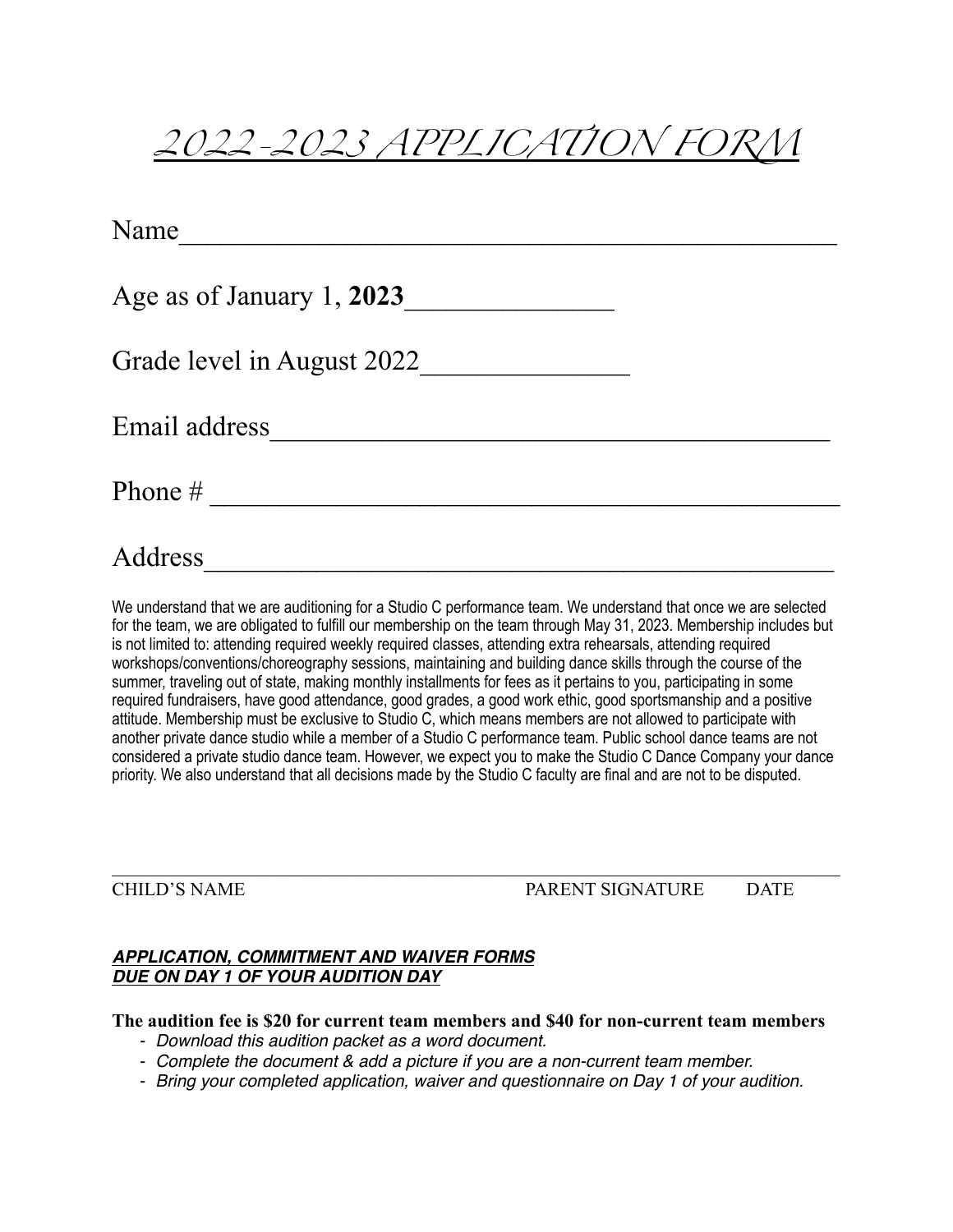# 2022-2023 APPLICATION FORM

Name______________________________________________

Age as of January 1, **2023**_______________

Grade level in August 2022_______________

Email address________________________________________

Phone # ____________________________________________

Address_____________________________________________

We understand that we are auditioning for a Studio C performance team. We understand that once we are selected for the team, we are obligated to fulfill our membership on the team through May 31, 2023. Membership includes but is not limited to: attending required weekly required classes, attending extra rehearsals, attending required workshops/conventions/choreography sessions, maintaining and building dance skills through the course of the summer, traveling out of state, making monthly installments for fees as it pertains to you, participating in some required fundraisers, have good attendance, good grades, a good work ethic, good sportsmanship and a positive attitude. Membership must be exclusive to Studio C, which means members are not allowed to participate with another private dance studio while a member of a Studio C performance team. Public school dance teams are not considered a private studio dance team. However, we expect you to make the Studio C Dance Company your dance priority. We also understand that all decisions made by the Studio C faculty are final and are not to be disputed.

_____________________________________________________________________________

CHILD'S NAME PARENT SIGNATURE DATE

***APPLICATION, COMMITMENT AND WAIVER FORMS***
***DUE ON DAY 1 OF YOUR AUDITION DAY***

**The audition fee is $20 for current team members and $40 for non-current team members**

- *Download this audition packet as a word document.*
- *Complete the document & add a picture if you are a non-current team member.*
- *Bring your completed application, waiver and questionnaire on Day 1 of your audition.*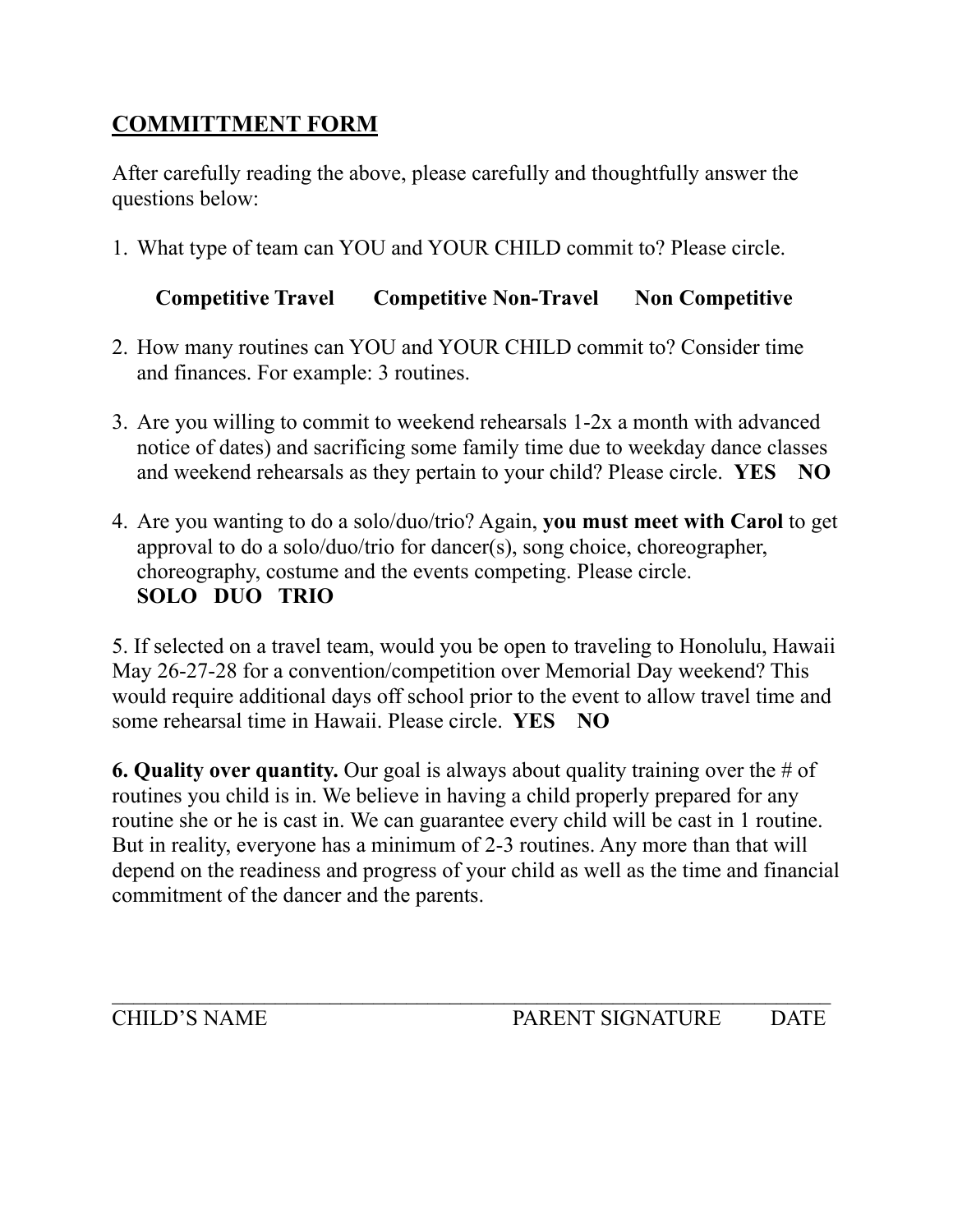## COMMITTMENT FORM

After carefully reading the above, please carefully and thoughtfully answer the questions below:

1. What type of team can YOU and YOUR CHILD commit to? Please circle.

   **Competitive Travel      Competitive Non-Travel      Non Competitive**

2. How many routines can YOU and YOUR CHILD commit to? Consider time and finances. For example: 3 routines.

3. Are you willing to commit to weekend rehearsals 1-2x a month with advanced notice of dates) and sacrificing some family time due to weekday dance classes and weekend rehearsals as they pertain to your child? Please circle. **YES NO**

4. Are you wanting to do a solo/duo/trio? Again, **you must meet with Carol** to get approval to do a solo/duo/trio for dancer(s), song choice, choreographer, choreography, costume and the events competing. Please circle.
   **SOLO DUO TRIO**

5. If selected on a travel team, would you be open to traveling to Honolulu, Hawaii May 26-27-28 for a convention/competition over Memorial Day weekend? This would require additional days off school prior to the event to allow travel time and some rehearsal time in Hawaii. Please circle. **YES NO**

**6. Quality over quantity.** Our goal is always about quality training over the # of routines you child is in. We believe in having a child properly prepared for any routine she or he is cast in. We can guarantee every child will be cast in 1 routine. But in reality, everyone has a minimum of 2-3 routines. Any more than that will depend on the readiness and progress of your child as well as the time and financial commitment of the dancer and the parents.

______________________________________________________________

CHILD'S NAME                    PARENT SIGNATURE        DATE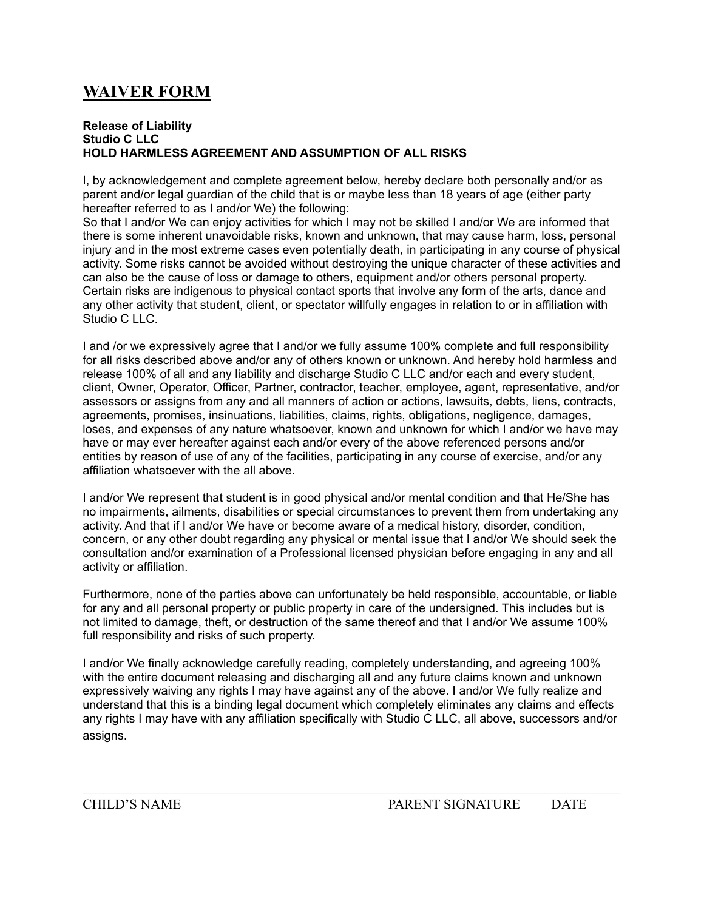# WAIVER FORM

**Release of Liability**
**Studio C LLC**
**HOLD HARMLESS AGREEMENT AND ASSUMPTION OF ALL RISKS**

I, by acknowledgement and complete agreement below, hereby declare both personally and/or as parent and/or legal guardian of the child that is or maybe less than 18 years of age (either party hereafter referred to as I and/or We) the following:
So that I and/or We can enjoy activities for which I may not be skilled I and/or We are informed that there is some inherent unavoidable risks, known and unknown, that may cause harm, loss, personal injury and in the most extreme cases even potentially death, in participating in any course of physical activity. Some risks cannot be avoided without destroying the unique character of these activities and can also be the cause of loss or damage to others, equipment and/or others personal property. Certain risks are indigenous to physical contact sports that involve any form of the arts, dance and any other activity that student, client, or spectator willfully engages in relation to or in affiliation with Studio C LLC.

I and /or we expressively agree that I and/or we fully assume 100% complete and full responsibility for all risks described above and/or any of others known or unknown. And hereby hold harmless and release 100% of all and any liability and discharge Studio C LLC and/or each and every student, client, Owner, Operator, Officer, Partner, contractor, teacher, employee, agent, representative, and/or assessors or assigns from any and all manners of action or actions, lawsuits, debts, liens, contracts, agreements, promises, insinuations, liabilities, claims, rights, obligations, negligence, damages, loses, and expenses of any nature whatsoever, known and unknown for which I and/or we have may have or may ever hereafter against each and/or every of the above referenced persons and/or entities by reason of use of any of the facilities, participating in any course of exercise, and/or any affiliation whatsoever with the all above.

I and/or We represent that student is in good physical and/or mental condition and that He/She has no impairments, ailments, disabilities or special circumstances to prevent them from undertaking any activity. And that if I and/or We have or become aware of a medical history, disorder, condition, concern, or any other doubt regarding any physical or mental issue that I and/or We should seek the consultation and/or examination of a Professional licensed physician before engaging in any and all activity or affiliation.

Furthermore, none of the parties above can unfortunately be held responsible, accountable, or liable for any and all personal property or public property in care of the undersigned. This includes but is not limited to damage, theft, or destruction of the same thereof and that I and/or We assume 100% full responsibility and risks of such property.

I and/or We finally acknowledge carefully reading, completely understanding, and agreeing 100% with the entire document releasing and discharging all and any future claims known and unknown expressively waiving any rights I may have against any of the above. I and/or We fully realize and understand that this is a binding legal document which completely eliminates any claims and effects any rights I may have with any affiliation specifically with Studio C LLC, all above, successors and/or assigns.

______________________________________________________________________________

CHILD'S NAME PARENT SIGNATURE DATE